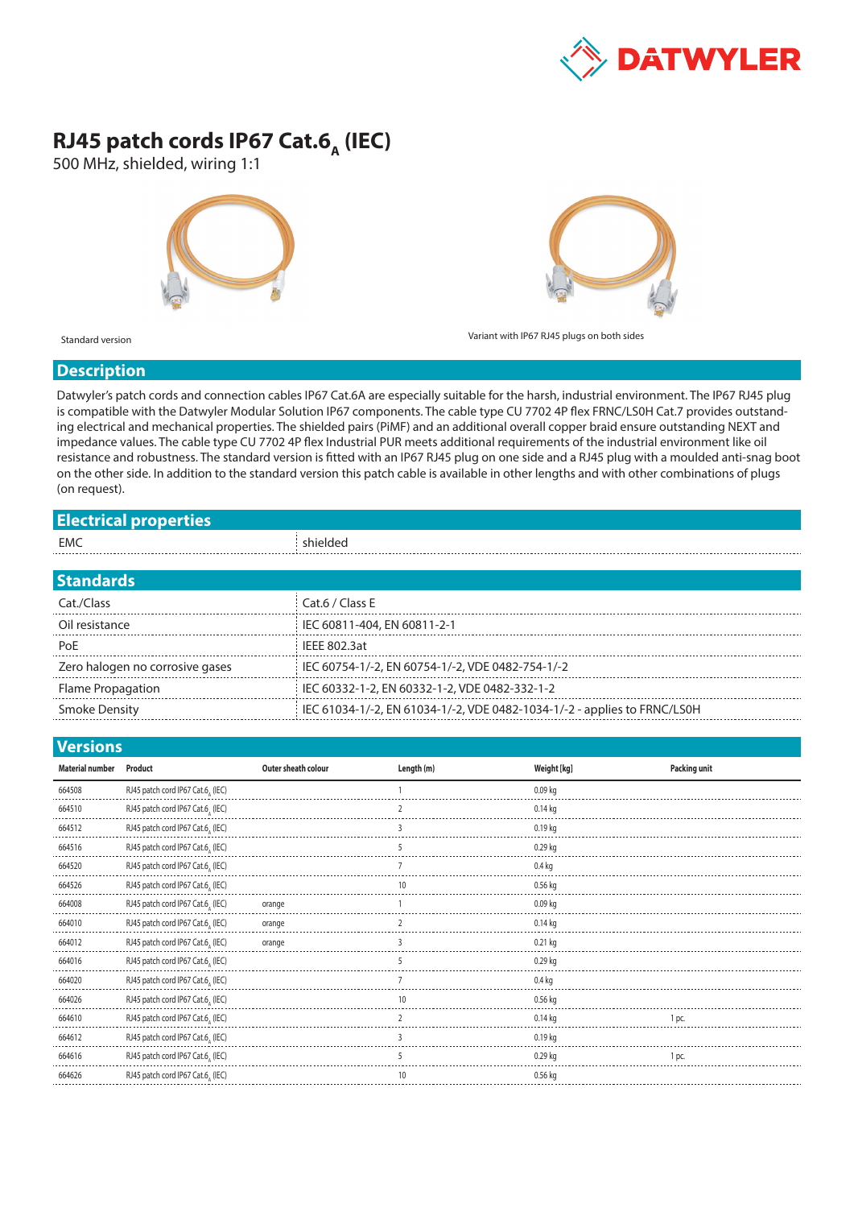# RJ45 patch cords IP67 Cat.$6_A$ (IEC)

500 MHz, shielded, wiring 1:1

Standard version

Variant with IP67 RJ45 plugs on both sides

## Description

Datwyler's patch cords and connection cables IP67 Cat.6A are especially suitable for the harsh, industrial environment. The IP67 RJ45 plug is compatible with the Datwyler Modular Solution IP67 components. The cable type CU 7702 4P flex FRNC/LS0H Cat.7 provides outstanding electrical and mechanical properties. The shielded pairs (PiMF) and an additional overall copper braid ensure outstanding NEXT and impedance values. The cable type CU 7702 4P flex Industrial PUR meets additional requirements of the industrial environment like oil resistance and robustness. The standard version is fitted with an IP67 RJ45 plug on one side and a RJ45 plug with a moulded anti-snag boot on the other side. In addition to the standard version this patch cable is available in other lengths and with other combinations of plugs (on request).

## Electrical properties

| | |
|---|---|
| EMC | shielded |

## Standards

| | |
|---|---|
| Cat./Class | Cat.6 / Class E |
| Oil resistance | IEC 60811-404, EN 60811-2-1 |
| PoE | IEEE 802.3at |
| Zero halogen no corrosive gases | IEC 60754-1/-2, EN 60754-1/-2, VDE 0482-754-1/-2 |
| Flame Propagation | IEC 60332-1-2, EN 60332-1-2, VDE 0482-332-1-2 |
| Smoke Density | IEC 61034-1/-2, EN 61034-1/-2, VDE 0482-1034-1/-2 - applies to FRNC/LS0H |

## Versions

| Material number | Product | Outer sheath colour | Length (m) | Weight [kg] | Packing unit |
|---|---|---|---|---|---|
| 664508 | RJ45 patch cord IP67 Cat.$6_A$ (IEC) | | 1 | 0.09 kg | |
| 664510 | RJ45 patch cord IP67 Cat.$6_A$ (IEC) | | 2 | 0.14 kg | |
| 664512 | RJ45 patch cord IP67 Cat.$6_A$ (IEC) | | 3 | 0.19 kg | |
| 664516 | RJ45 patch cord IP67 Cat.$6_A$ (IEC) | | 5 | 0.29 kg | |
| 664520 | RJ45 patch cord IP67 Cat.$6_A$ (IEC) | | 7 | 0.4 kg | |
| 664526 | RJ45 patch cord IP67 Cat.$6_A$ (IEC) | | 10 | 0.56 kg | |
| 664008 | RJ45 patch cord IP67 Cat.$6_A$ (IEC) | orange | 1 | 0.09 kg | |
| 664010 | RJ45 patch cord IP67 Cat.$6_A$ (IEC) | orange | 2 | 0.14 kg | |
| 664012 | RJ45 patch cord IP67 Cat.$6_A$ (IEC) | orange | 3 | 0.21 kg | |
| 664016 | RJ45 patch cord IP67 Cat.$6_A$ (IEC) | | 5 | 0.29 kg | |
| 664020 | RJ45 patch cord IP67 Cat.$6_A$ (IEC) | | 7 | 0.4 kg | |
| 664026 | RJ45 patch cord IP67 Cat.$6_A$ (IEC) | | 10 | 0.56 kg | |
| 664610 | RJ45 patch cord IP67 Cat.$6_A$ (IEC) | | 2 | 0.14 kg | 1 pc. |
| 664612 | RJ45 patch cord IP67 Cat.$6_A$ (IEC) | | 3 | 0.19 kg | |
| 664616 | RJ45 patch cord IP67 Cat.$6_A$ (IEC) | | 5 | 0.29 kg | 1 pc. |
| 664626 | RJ45 patch cord IP67 Cat.$6_A$ (IEC) | | 10 | 0.56 kg | |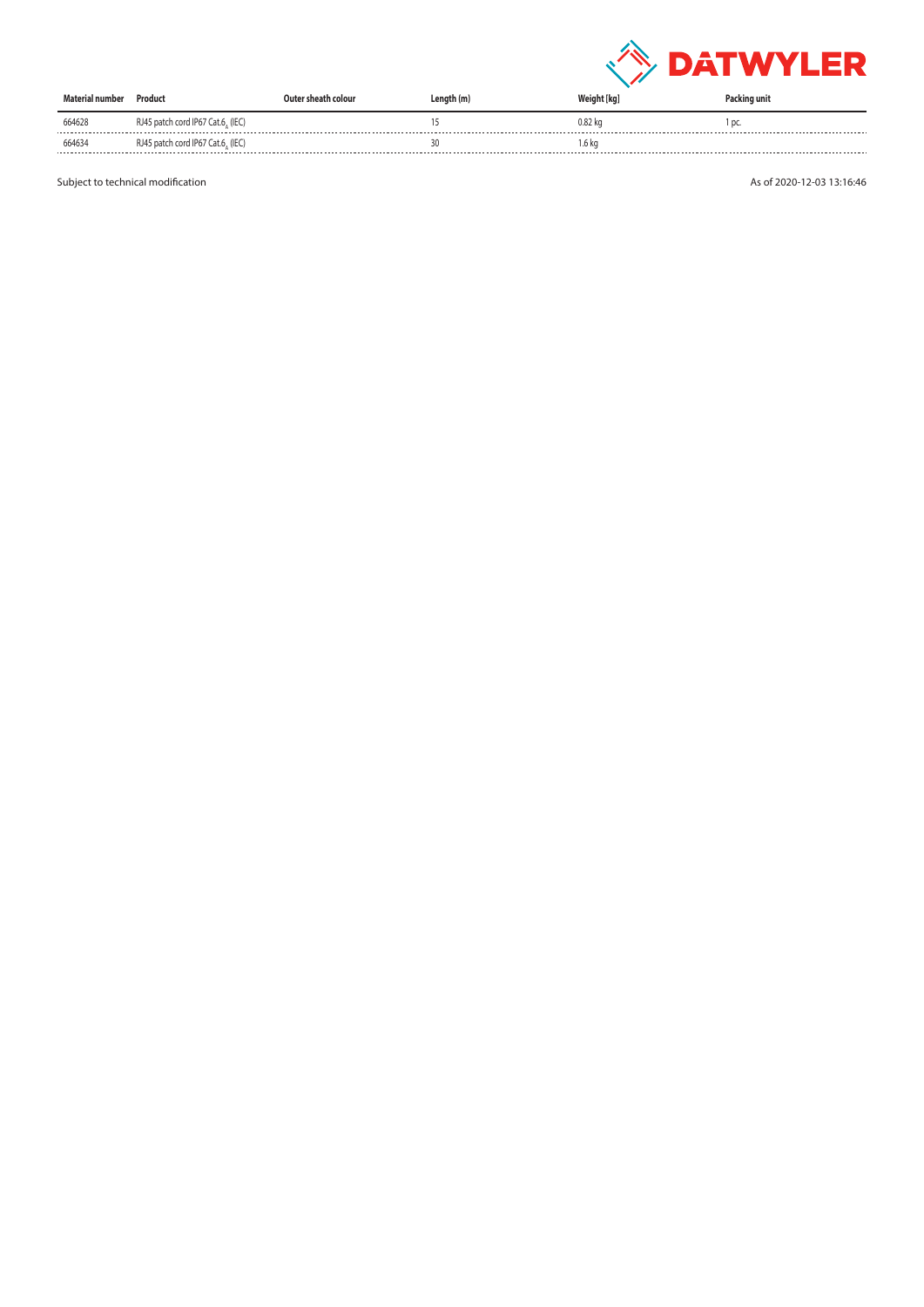| Material number | Product | Outer sheath colour | Length (m) | Weight [kg] | Packing unit |
| --- | --- | --- | --- | --- | --- |
| 664628 | RJ45 patch cord IP67 Cat.6$_A$ (IEC) | | 15 | 0.82 kg | 1 pc. |
| 664634 | RJ45 patch cord IP67 Cat.6$_A$ (IEC) | | 30 | 1.6 kg | |

Subject to technical modification

As of 2020-12-03 13:16:46